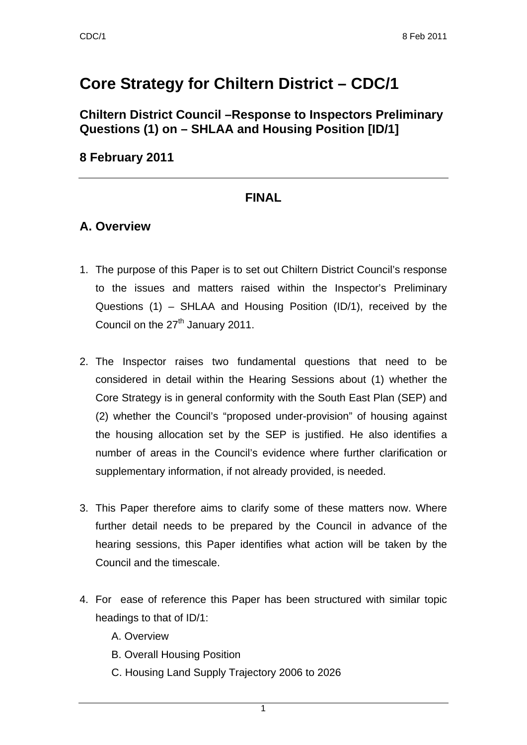# Core Strategy for Chiltern District – CDC/1

## Chiltern District Council –Response to Inspectors Preliminary Questions (1) on – SHLAA and Housing Position [ID/1]

## 8 February 2011

---

**FINAL**

## A. Overview

1. The purpose of this Paper is to set out Chiltern District Council's response to the issues and matters raised within the Inspector's Preliminary Questions (1) – SHLAA and Housing Position (ID/1), received by the Council on the 27th January 2011.

2. The Inspector raises two fundamental questions that need to be considered in detail within the Hearing Sessions about (1) whether the Core Strategy is in general conformity with the South East Plan (SEP) and (2) whether the Council's "proposed under-provision" of housing against the housing allocation set by the SEP is justified. He also identifies a number of areas in the Council's evidence where further clarification or supplementary information, if not already provided, is needed.

3. This Paper therefore aims to clarify some of these matters now. Where further detail needs to be prepared by the Council in advance of the hearing sessions, this Paper identifies what action will be taken by the Council and the timescale.

4. For ease of reference this Paper has been structured with similar topic headings to that of ID/1:
   - A. Overview
   - B. Overall Housing Position
   - C. Housing Land Supply Trajectory 2006 to 2026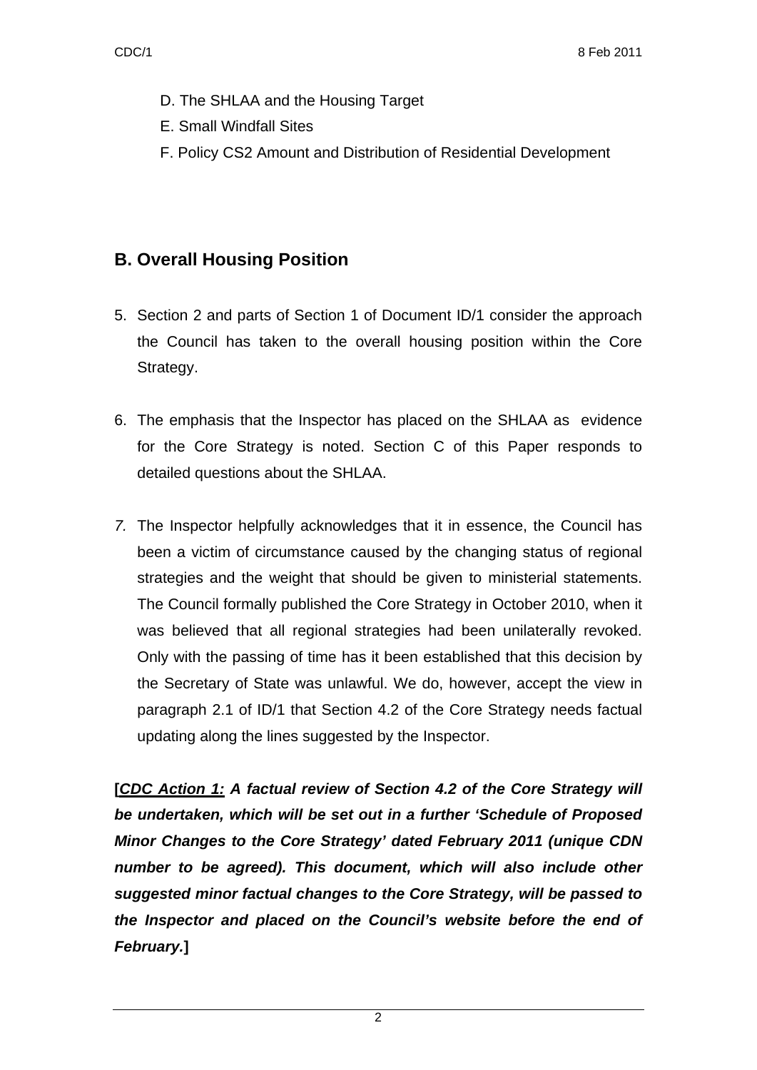- D. The SHLAA and the Housing Target
- E. Small Windfall Sites
- F. Policy CS2 Amount and Distribution of Residential Development

## B. Overall Housing Position

5. Section 2 and parts of Section 1 of Document ID/1 consider the approach the Council has taken to the overall housing position within the Core Strategy.

6. The emphasis that the Inspector has placed on the SHLAA as evidence for the Core Strategy is noted. Section C of this Paper responds to detailed questions about the SHLAA.

7. The Inspector helpfully acknowledges that it in essence, the Council has been a victim of circumstance caused by the changing status of regional strategies and the weight that should be given to ministerial statements. The Council formally published the Core Strategy in October 2010, when it was believed that all regional strategies had been unilaterally revoked. Only with the passing of time has it been established that this decision by the Secretary of State was unlawful. We do, however, accept the view in paragraph 2.1 of ID/1 that Section 4.2 of the Core Strategy needs factual updating along the lines suggested by the Inspector.

**[*CDC Action 1:* *A factual review of Section 4.2 of the Core Strategy will be undertaken, which will be set out in a further 'Schedule of Proposed Minor Changes to the Core Strategy' dated February 2011 (unique CDN number to be agreed). This document, which will also include other suggested minor factual changes to the Core Strategy, will be passed to the Inspector and placed on the Council's website before the end of February.*]**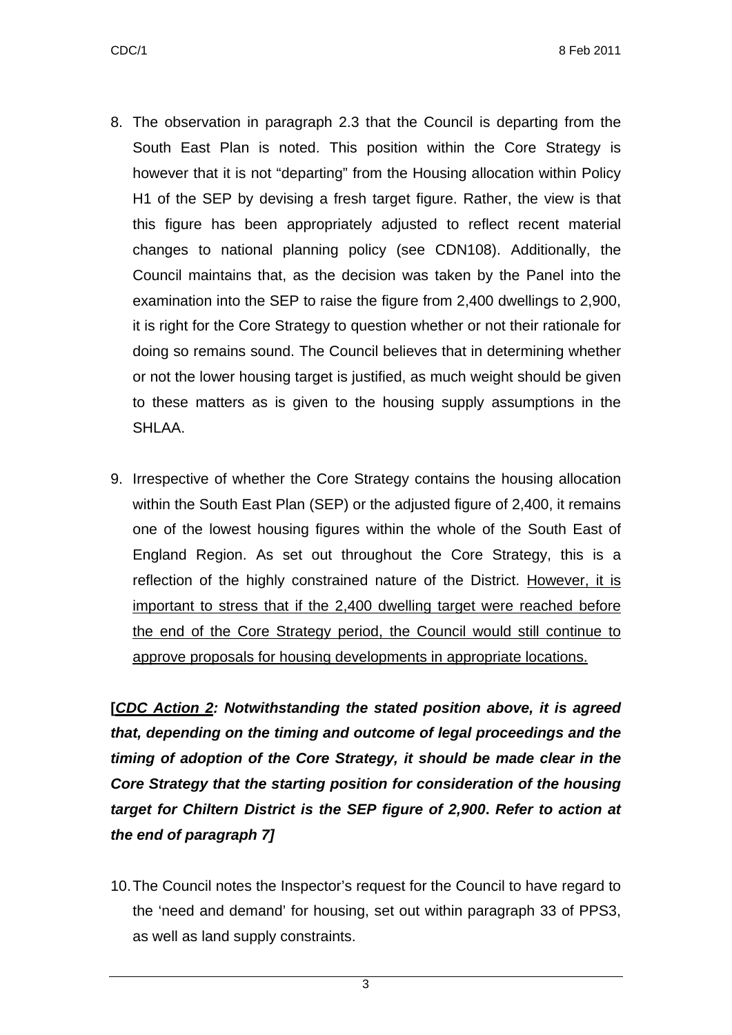8. The observation in paragraph 2.3 that the Council is departing from the South East Plan is noted. This position within the Core Strategy is however that it is not "departing" from the Housing allocation within Policy H1 of the SEP by devising a fresh target figure. Rather, the view is that this figure has been appropriately adjusted to reflect recent material changes to national planning policy (see CDN108). Additionally, the Council maintains that, as the decision was taken by the Panel into the examination into the SEP to raise the figure from 2,400 dwellings to 2,900, it is right for the Core Strategy to question whether or not their rationale for doing so remains sound. The Council believes that in determining whether or not the lower housing target is justified, as much weight should be given to these matters as is given to the housing supply assumptions in the SHLAA.

9. Irrespective of whether the Core Strategy contains the housing allocation within the South East Plan (SEP) or the adjusted figure of 2,400, it remains one of the lowest housing figures within the whole of the South East of England Region. As set out throughout the Core Strategy, this is a reflection of the highly constrained nature of the District. <u>However, it is important to stress that if the 2,400 dwelling target were reached before the end of the Core Strategy period, the Council would still continue to approve proposals for housing developments in appropriate locations.</u>

**[*<u>CDC Action 2</u>: Notwithstanding the stated position above, it is agreed that, depending on the timing and outcome of legal proceedings and the timing of adoption of the Core Strategy, it should be made clear in the Core Strategy that the starting position for consideration of the housing target for Chiltern District is the SEP figure of 2,900*. *Refer to action at the end of paragraph 7*]**

10. The Council notes the Inspector's request for the Council to have regard to the 'need and demand' for housing, set out within paragraph 33 of PPS3, as well as land supply constraints.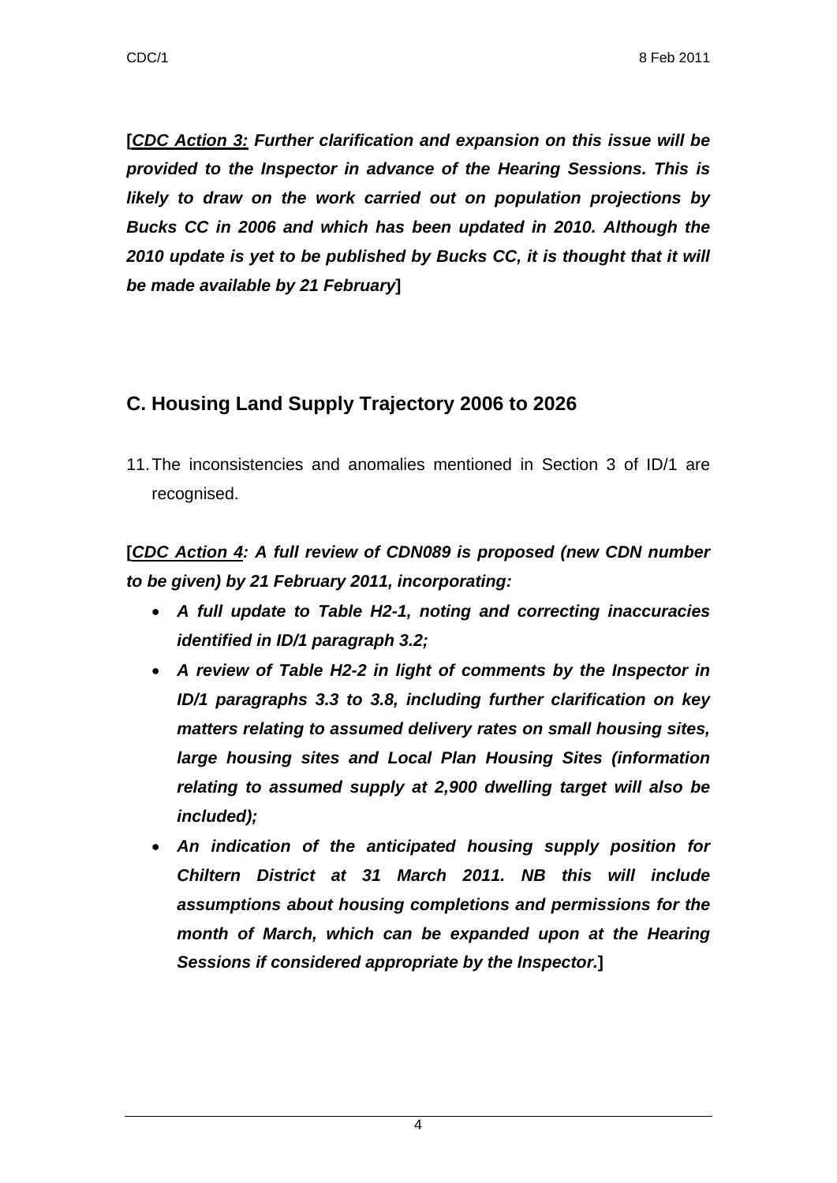**[*__CDC Action 3:__ Further clarification and expansion on this issue will be provided to the Inspector in advance of the Hearing Sessions. This is likely to draw on the work carried out on population projections by Bucks CC in 2006 and which has been updated in 2010. Although the 2010 update is yet to be published by Bucks CC, it is thought that it will be made available by 21 February*]**

## C. Housing Land Supply Trajectory 2006 to 2026

11. The inconsistencies and anomalies mentioned in Section 3 of ID/1 are recognised.

**[*__CDC Action 4__: A full review of CDN089 is proposed (new CDN number to be given) by 21 February 2011, incorporating:***

- ***A full update to Table H2-1, noting and correcting inaccuracies identified in ID/1 paragraph 3.2;***
- ***A review of Table H2-2 in light of comments by the Inspector in ID/1 paragraphs 3.3 to 3.8, including further clarification on key matters relating to assumed delivery rates on small housing sites, large housing sites and Local Plan Housing Sites (information relating to assumed supply at 2,900 dwelling target will also be included);***
- ***An indication of the anticipated housing supply position for Chiltern District at 31 March 2011. NB this will include assumptions about housing completions and permissions for the month of March, which can be expanded upon at the Hearing Sessions if considered appropriate by the Inspector.*]**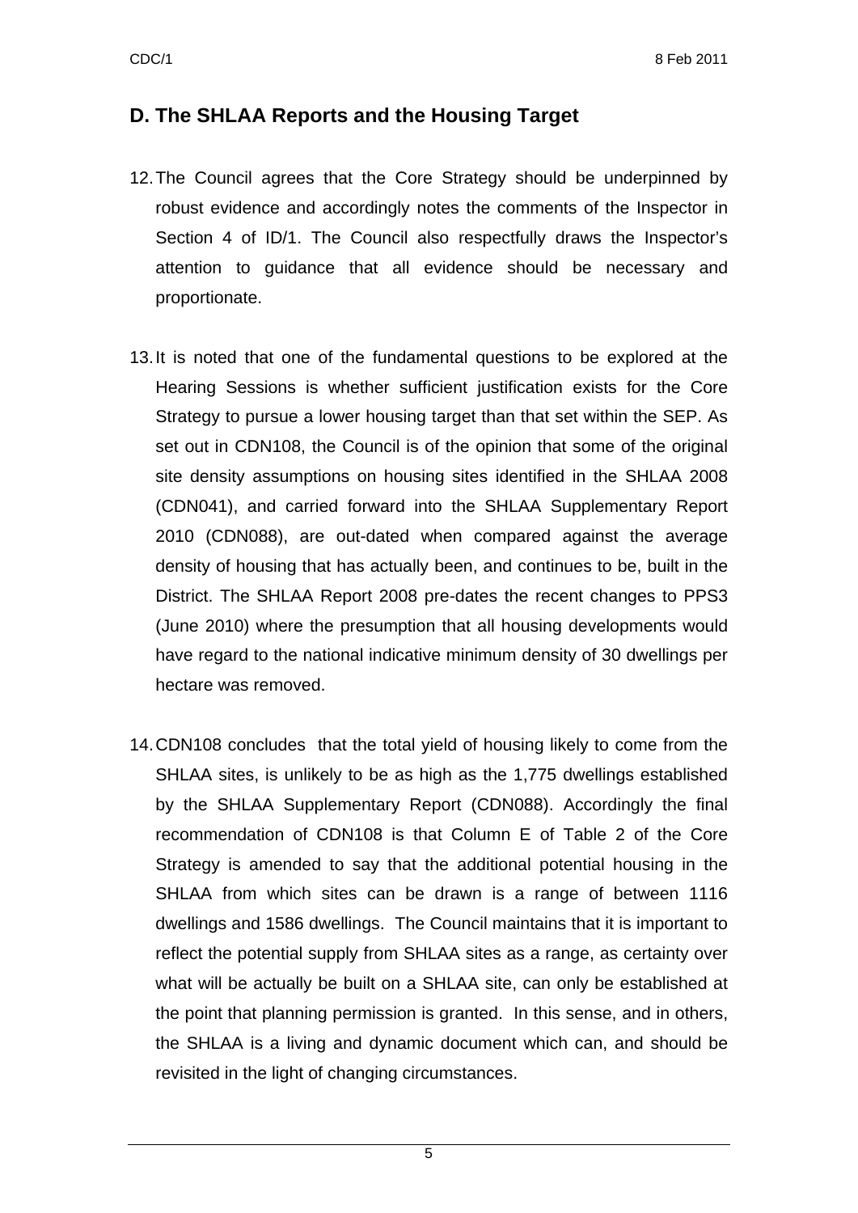## D. The SHLAA Reports and the Housing Target

12. The Council agrees that the Core Strategy should be underpinned by robust evidence and accordingly notes the comments of the Inspector in Section 4 of ID/1. The Council also respectfully draws the Inspector's attention to guidance that all evidence should be necessary and proportionate.

13. It is noted that one of the fundamental questions to be explored at the Hearing Sessions is whether sufficient justification exists for the Core Strategy to pursue a lower housing target than that set within the SEP. As set out in CDN108, the Council is of the opinion that some of the original site density assumptions on housing sites identified in the SHLAA 2008 (CDN041), and carried forward into the SHLAA Supplementary Report 2010 (CDN088), are out-dated when compared against the average density of housing that has actually been, and continues to be, built in the District. The SHLAA Report 2008 pre-dates the recent changes to PPS3 (June 2010) where the presumption that all housing developments would have regard to the national indicative minimum density of 30 dwellings per hectare was removed.

14. CDN108 concludes that the total yield of housing likely to come from the SHLAA sites, is unlikely to be as high as the 1,775 dwellings established by the SHLAA Supplementary Report (CDN088). Accordingly the final recommendation of CDN108 is that Column E of Table 2 of the Core Strategy is amended to say that the additional potential housing in the SHLAA from which sites can be drawn is a range of between 1116 dwellings and 1586 dwellings. The Council maintains that it is important to reflect the potential supply from SHLAA sites as a range, as certainty over what will be actually be built on a SHLAA site, can only be established at the point that planning permission is granted. In this sense, and in others, the SHLAA is a living and dynamic document which can, and should be revisited in the light of changing circumstances.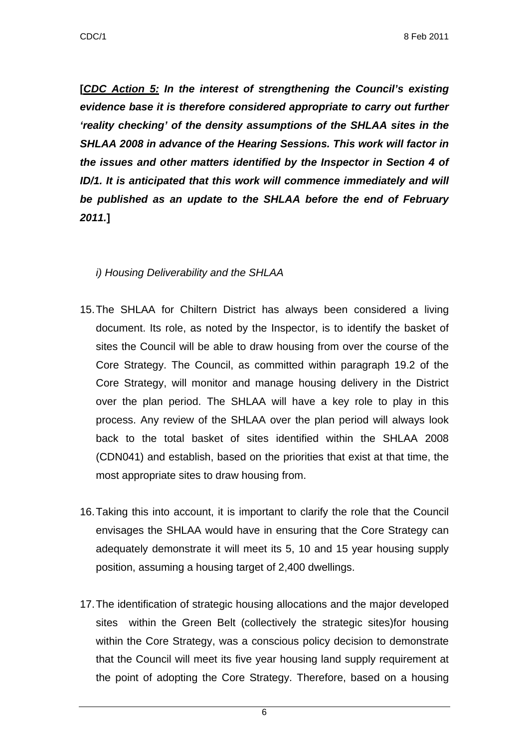**[*__CDC Action 5:__ In the interest of strengthening the Council's existing evidence base it is therefore considered appropriate to carry out further 'reality checking' of the density assumptions of the SHLAA sites in the SHLAA 2008 in advance of the Hearing Sessions. This work will factor in the issues and other matters identified by the Inspector in Section 4 of ID/1. It is anticipated that this work will commence immediately and will be published as an update to the SHLAA before the end of February 2011.*]**

*i) Housing Deliverability and the SHLAA*

15. The SHLAA for Chiltern District has always been considered a living document. Its role, as noted by the Inspector, is to identify the basket of sites the Council will be able to draw housing from over the course of the Core Strategy. The Council, as committed within paragraph 19.2 of the Core Strategy, will monitor and manage housing delivery in the District over the plan period. The SHLAA will have a key role to play in this process. Any review of the SHLAA over the plan period will always look back to the total basket of sites identified within the SHLAA 2008 (CDN041) and establish, based on the priorities that exist at that time, the most appropriate sites to draw housing from.

16. Taking this into account, it is important to clarify the role that the Council envisages the SHLAA would have in ensuring that the Core Strategy can adequately demonstrate it will meet its 5, 10 and 15 year housing supply position, assuming a housing target of 2,400 dwellings.

17. The identification of strategic housing allocations and the major developed sites within the Green Belt (collectively the strategic sites)for housing within the Core Strategy, was a conscious policy decision to demonstrate that the Council will meet its five year housing land supply requirement at the point of adopting the Core Strategy. Therefore, based on a housing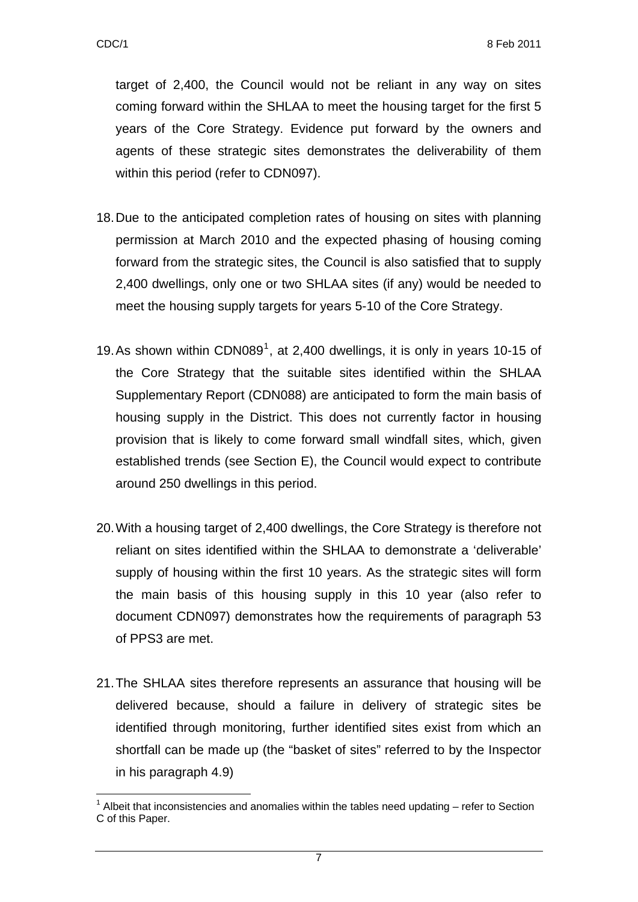target of 2,400, the Council would not be reliant in any way on sites coming forward within the SHLAA to meet the housing target for the first 5 years of the Core Strategy. Evidence put forward by the owners and agents of these strategic sites demonstrates the deliverability of them within this period (refer to CDN097).

18. Due to the anticipated completion rates of housing on sites with planning permission at March 2010 and the expected phasing of housing coming forward from the strategic sites, the Council is also satisfied that to supply 2,400 dwellings, only one or two SHLAA sites (if any) would be needed to meet the housing supply targets for years 5-10 of the Core Strategy.

19. As shown within CDN089[1], at 2,400 dwellings, it is only in years 10-15 of the Core Strategy that the suitable sites identified within the SHLAA Supplementary Report (CDN088) are anticipated to form the main basis of housing supply in the District. This does not currently factor in housing provision that is likely to come forward small windfall sites, which, given established trends (see Section E), the Council would expect to contribute around 250 dwellings in this period.

20. With a housing target of 2,400 dwellings, the Core Strategy is therefore not reliant on sites identified within the SHLAA to demonstrate a 'deliverable' supply of housing within the first 10 years. As the strategic sites will form the main basis of this housing supply in this 10 year (also refer to document CDN097) demonstrates how the requirements of paragraph 53 of PPS3 are met.

21. The SHLAA sites therefore represents an assurance that housing will be delivered because, should a failure in delivery of strategic sites be identified through monitoring, further identified sites exist from which an shortfall can be made up (the "basket of sites" referred to by the Inspector in his paragraph 4.9)

[1] Albeit that inconsistencies and anomalies within the tables need updating – refer to Section C of this Paper.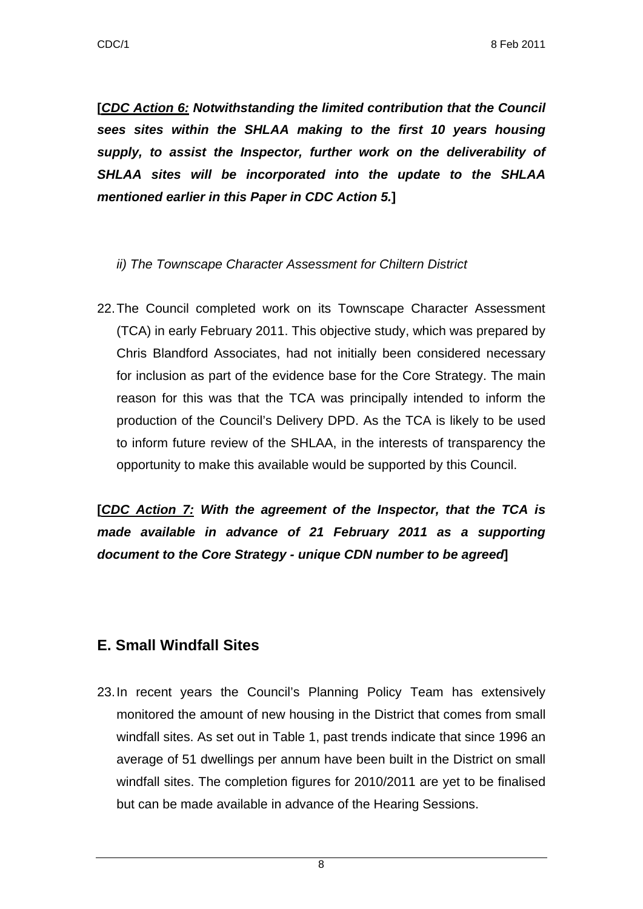**[*<u>CDC Action 6:</u> Notwithstanding the limited contribution that the Council sees sites within the SHLAA making to the first 10 years housing supply, to assist the Inspector, further work on the deliverability of SHLAA sites will be incorporated into the update to the SHLAA mentioned earlier in this Paper in CDC Action 5.*]**

*ii) The Townscape Character Assessment for Chiltern District*

22. The Council completed work on its Townscape Character Assessment (TCA) in early February 2011. This objective study, which was prepared by Chris Blandford Associates, had not initially been considered necessary for inclusion as part of the evidence base for the Core Strategy. The main reason for this was that the TCA was principally intended to inform the production of the Council's Delivery DPD. As the TCA is likely to be used to inform future review of the SHLAA, in the interests of transparency the opportunity to make this available would be supported by this Council.

**[*<u>CDC Action 7:</u> With the agreement of the Inspector, that the TCA is made available in advance of 21 February 2011 as a supporting document to the Core Strategy - unique CDN number to be agreed*]**

## E. Small Windfall Sites

23. In recent years the Council's Planning Policy Team has extensively monitored the amount of new housing in the District that comes from small windfall sites. As set out in Table 1, past trends indicate that since 1996 an average of 51 dwellings per annum have been built in the District on small windfall sites. The completion figures for 2010/2011 are yet to be finalised but can be made available in advance of the Hearing Sessions.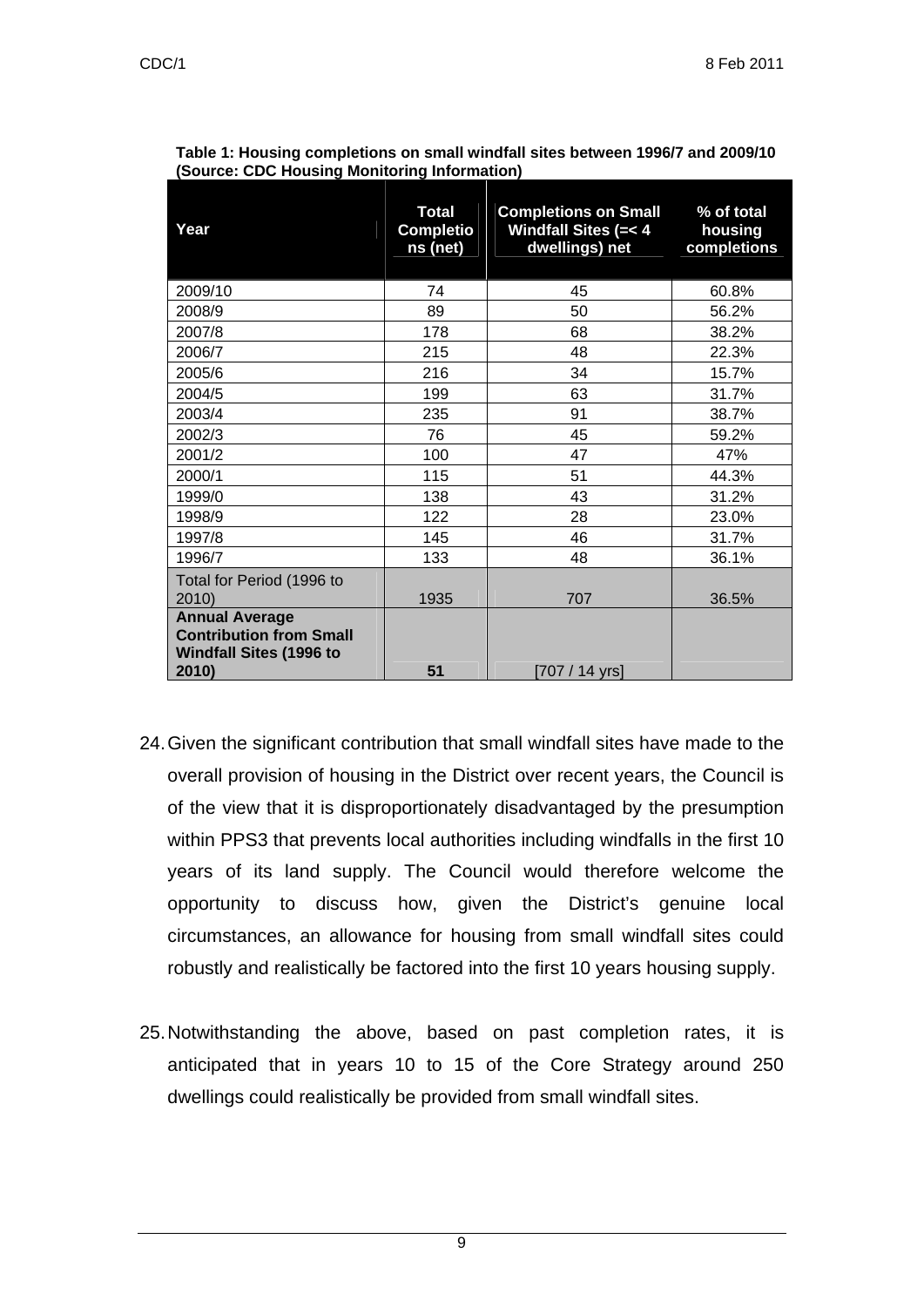**Table 1: Housing completions on small windfall sites between 1996/7 and 2009/10 (Source: CDC Housing Monitoring Information)**

| Year | Total Completions (net) | Completions on Small Windfall Sites (=< 4 dwellings) net | % of total housing completions |
|---|---|---|---|
| 2009/10 | 74 | 45 | 60.8% |
| 2008/9 | 89 | 50 | 56.2% |
| 2007/8 | 178 | 68 | 38.2% |
| 2006/7 | 215 | 48 | 22.3% |
| 2005/6 | 216 | 34 | 15.7% |
| 2004/5 | 199 | 63 | 31.7% |
| 2003/4 | 235 | 91 | 38.7% |
| 2002/3 | 76 | 45 | 59.2% |
| 2001/2 | 100 | 47 | 47% |
| 2000/1 | 115 | 51 | 44.3% |
| 1999/0 | 138 | 43 | 31.2% |
| 1998/9 | 122 | 28 | 23.0% |
| 1997/8 | 145 | 46 | 31.7% |
| 1996/7 | 133 | 48 | 36.1% |
| Total for Period (1996 to 2010) | 1935 | 707 | 36.5% |
| **Annual Average Contribution from Small Windfall Sites (1996 to 2010)** | **51** | [707 / 14 yrs] | |

24. Given the significant contribution that small windfall sites have made to the overall provision of housing in the District over recent years, the Council is of the view that it is disproportionately disadvantaged by the presumption within PPS3 that prevents local authorities including windfalls in the first 10 years of its land supply. The Council would therefore welcome the opportunity to discuss how, given the District's genuine local circumstances, an allowance for housing from small windfall sites could robustly and realistically be factored into the first 10 years housing supply.

25. Notwithstanding the above, based on past completion rates, it is anticipated that in years 10 to 15 of the Core Strategy around 250 dwellings could realistically be provided from small windfall sites.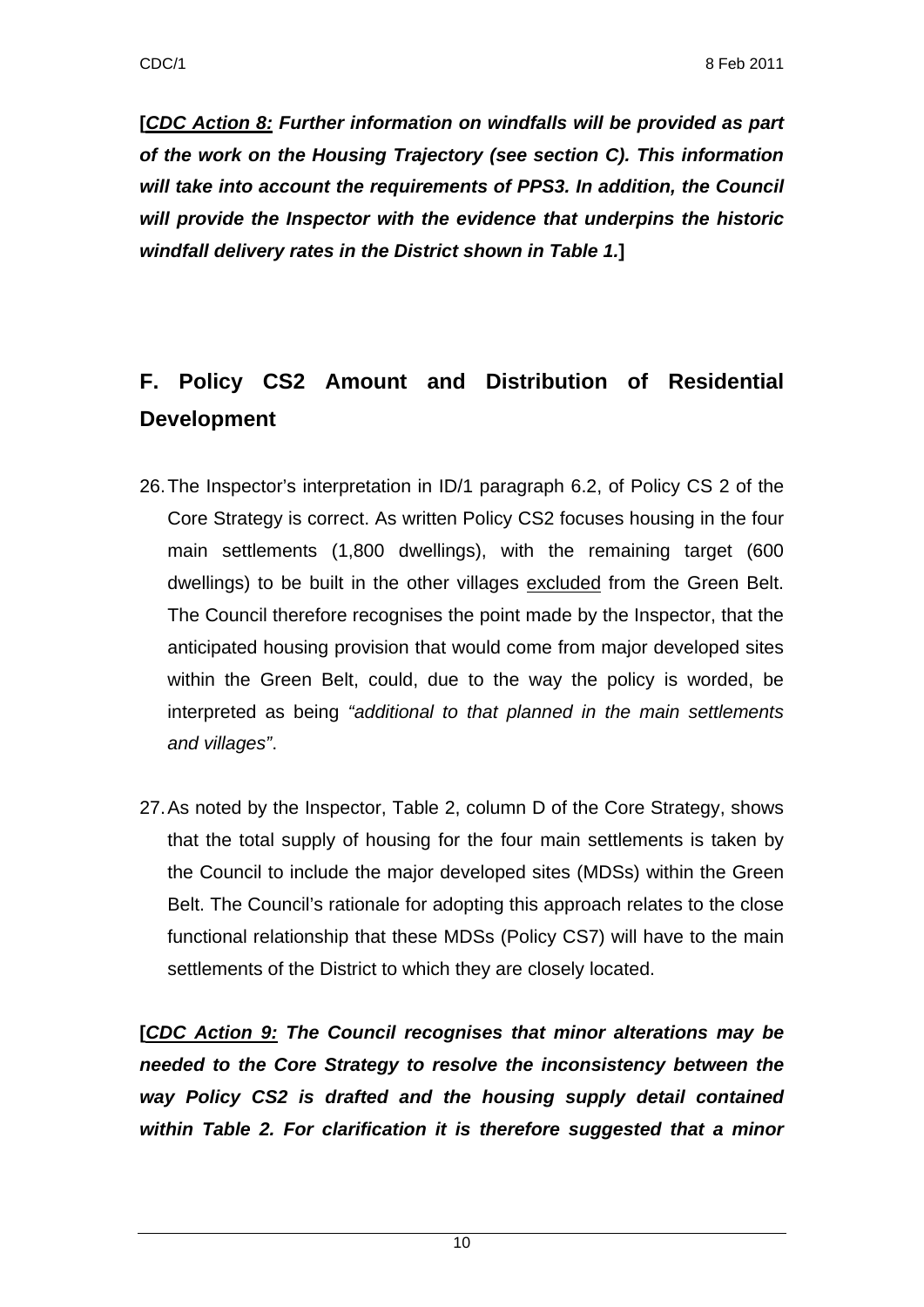**[*CDC Action 8:* *Further information on windfalls will be provided as part of the work on the Housing Trajectory (see section C). This information will take into account the requirements of PPS3. In addition, the Council will provide the Inspector with the evidence that underpins the historic windfall delivery rates in the District shown in Table 1.*]**

## F. Policy CS2 Amount and Distribution of Residential Development

26. The Inspector's interpretation in ID/1 paragraph 6.2, of Policy CS 2 of the Core Strategy is correct. As written Policy CS2 focuses housing in the four main settlements (1,800 dwellings), with the remaining target (600 dwellings) to be built in the other villages excluded from the Green Belt. The Council therefore recognises the point made by the Inspector, that the anticipated housing provision that would come from major developed sites within the Green Belt, could, due to the way the policy is worded, be interpreted as being *"additional to that planned in the main settlements and villages"*.

27. As noted by the Inspector, Table 2, column D of the Core Strategy, shows that the total supply of housing for the four main settlements is taken by the Council to include the major developed sites (MDSs) within the Green Belt. The Council's rationale for adopting this approach relates to the close functional relationship that these MDSs (Policy CS7) will have to the main settlements of the District to which they are closely located.

**[*CDC Action 9:* *The Council recognises that minor alterations may be needed to the Core Strategy to resolve the inconsistency between the way Policy CS2 is drafted and the housing supply detail contained within Table 2. For clarification it is therefore suggested that a minor***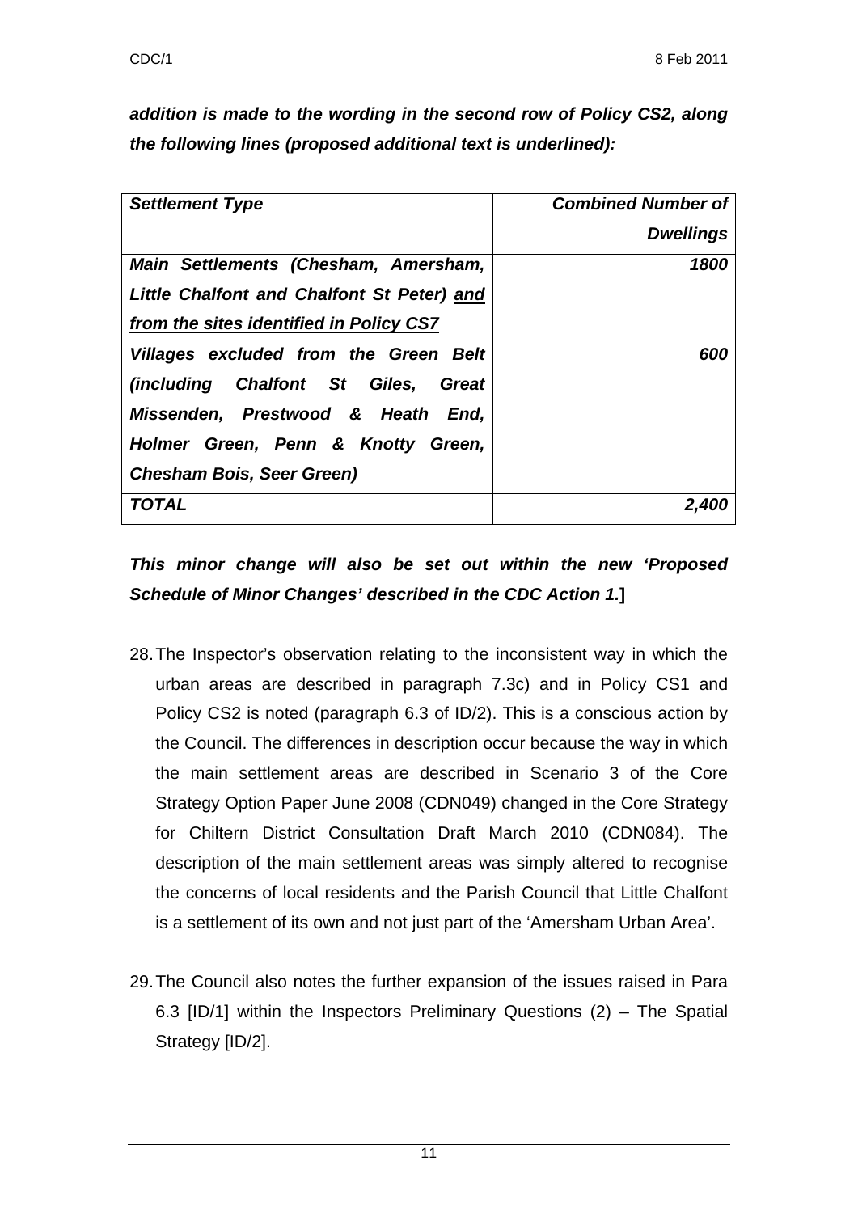***addition is made to the wording in the second row of Policy CS2, along the following lines (proposed additional text is underlined):***

| ***Settlement Type*** | ***Combined Number of Dwellings*** |
|---|---:|
| ***Main Settlements (Chesham, Amersham, Little Chalfont and Chalfont St Peter) <u>and from the sites identified in Policy CS7</u>*** | ***1800*** |
| ***Villages excluded from the Green Belt (including Chalfont St Giles, Great Missenden, Prestwood & Heath End, Holmer Green, Penn & Knotty Green, Chesham Bois, Seer Green)*** | ***600*** |
| ***TOTAL*** | ***2,400*** |

***This minor change will also be set out within the new 'Proposed Schedule of Minor Changes' described in the CDC Action 1.*]**

28. The Inspector's observation relating to the inconsistent way in which the urban areas are described in paragraph 7.3c) and in Policy CS1 and Policy CS2 is noted (paragraph 6.3 of ID/2). This is a conscious action by the Council. The differences in description occur because the way in which the main settlement areas are described in Scenario 3 of the Core Strategy Option Paper June 2008 (CDN049) changed in the Core Strategy for Chiltern District Consultation Draft March 2010 (CDN084). The description of the main settlement areas was simply altered to recognise the concerns of local residents and the Parish Council that Little Chalfont is a settlement of its own and not just part of the 'Amersham Urban Area'.

29. The Council also notes the further expansion of the issues raised in Para 6.3 [ID/1] within the Inspectors Preliminary Questions (2) – The Spatial Strategy [ID/2].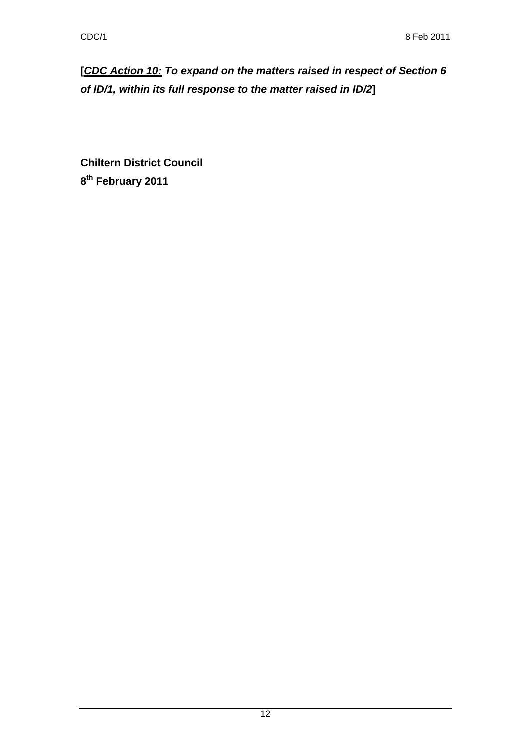**[*__CDC Action 10:__ To expand on the matters raised in respect of Section 6 of ID/1, within its full response to the matter raised in ID/2*]**

**Chiltern District Council**
**8th February 2011**